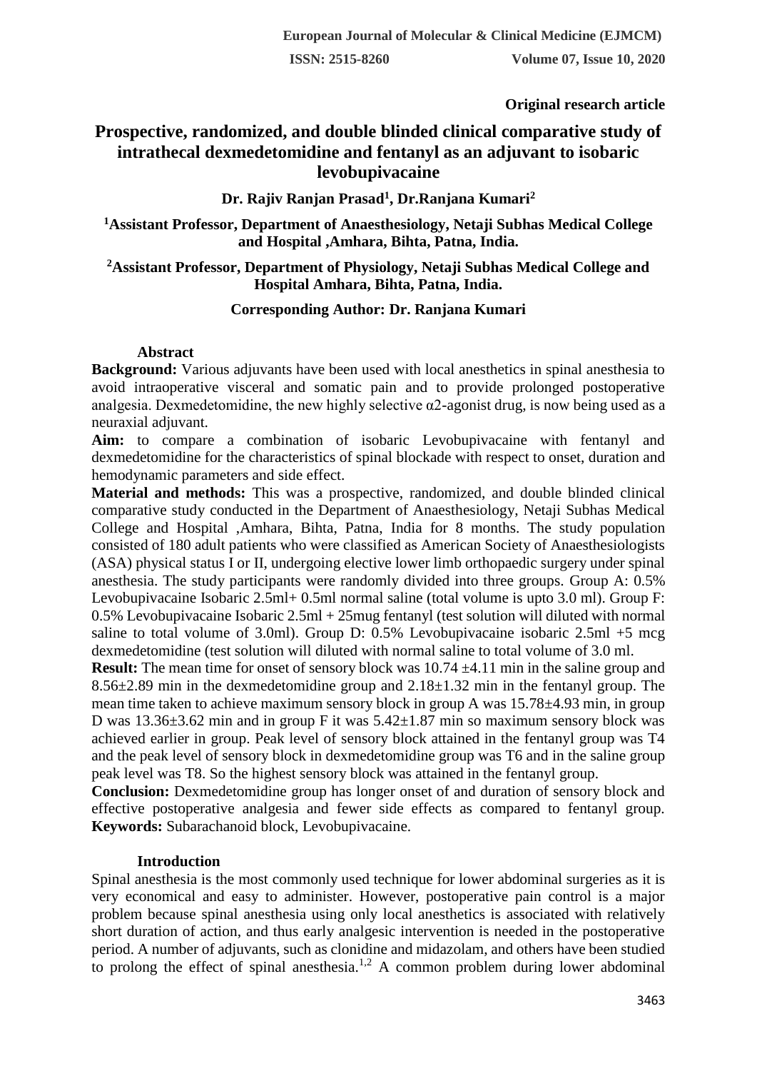**Original research article**

# Prospective, randomized, and double blinded clinical comparative study of intrathecal dexmedetomidine and fentanyl as an adjuvant to isobaric levobupivacaine

**Dr. Rajiv Ranjan Prasad[1], Dr.Ranjana Kumari[2]**

**[1]Assistant Professor, Department of Anaesthesiology, Netaji Subhas Medical College and Hospital ,Amhara, Bihta, Patna, India.**

**[2]Assistant Professor, Department of Physiology, Netaji Subhas Medical College and Hospital Amhara, Bihta, Patna, India.**

**Corresponding Author: Dr. Ranjana Kumari**

## Abstract

**Background:** Various adjuvants have been used with local anesthetics in spinal anesthesia to avoid intraoperative visceral and somatic pain and to provide prolonged postoperative analgesia. Dexmedetomidine, the new highly selective $\alpha 2$-agonist drug, is now being used as a neuraxial adjuvant.

**Aim:** to compare a combination of isobaric Levobupivacaine with fentanyl and dexmedetomidine for the characteristics of spinal blockade with respect to onset, duration and hemodynamic parameters and side effect.

**Material and methods:** This was a prospective, randomized, and double blinded clinical comparative study conducted in the Department of Anaesthesiology, Netaji Subhas Medical College and Hospital ,Amhara, Bihta, Patna, India for 8 months. The study population consisted of 180 adult patients who were classified as American Society of Anaesthesiologists (ASA) physical status I or II, undergoing elective lower limb orthopaedic surgery under spinal anesthesia. The study participants were randomly divided into three groups. Group A: 0.5% Levobupivacaine Isobaric 2.5ml+ 0.5ml normal saline (total volume is upto 3.0 ml). Group F: 0.5% Levobupivacaine Isobaric 2.5ml + 25mug fentanyl (test solution will diluted with normal saline to total volume of 3.0ml). Group D: 0.5% Levobupivacaine isobaric 2.5ml +5 mcg dexmedetomidine (test solution will diluted with normal saline to total volume of 3.0 ml.

**Result:** The mean time for onset of sensory block was 10.74 ±4.11 min in the saline group and 8.56±2.89 min in the dexmedetomidine group and 2.18±1.32 min in the fentanyl group. The mean time taken to achieve maximum sensory block in group A was 15.78±4.93 min, in group D was 13.36±3.62 min and in group F it was 5.42±1.87 min so maximum sensory block was achieved earlier in group. Peak level of sensory block attained in the fentanyl group was T4 and the peak level of sensory block in dexmedetomidine group was T6 and in the saline group peak level was T8. So the highest sensory block was attained in the fentanyl group.

**Conclusion:** Dexmedetomidine group has longer onset of and duration of sensory block and effective postoperative analgesia and fewer side effects as compared to fentanyl group.

**Keywords:** Subarachanoid block, Levobupivacaine.

## Introduction

Spinal anesthesia is the most commonly used technique for lower abdominal surgeries as it is very economical and easy to administer. However, postoperative pain control is a major problem because spinal anesthesia using only local anesthetics is associated with relatively short duration of action, and thus early analgesic intervention is needed in the postoperative period. A number of adjuvants, such as clonidine and midazolam, and others have been studied to prolong the effect of spinal anesthesia.[1,2] A common problem during lower abdominal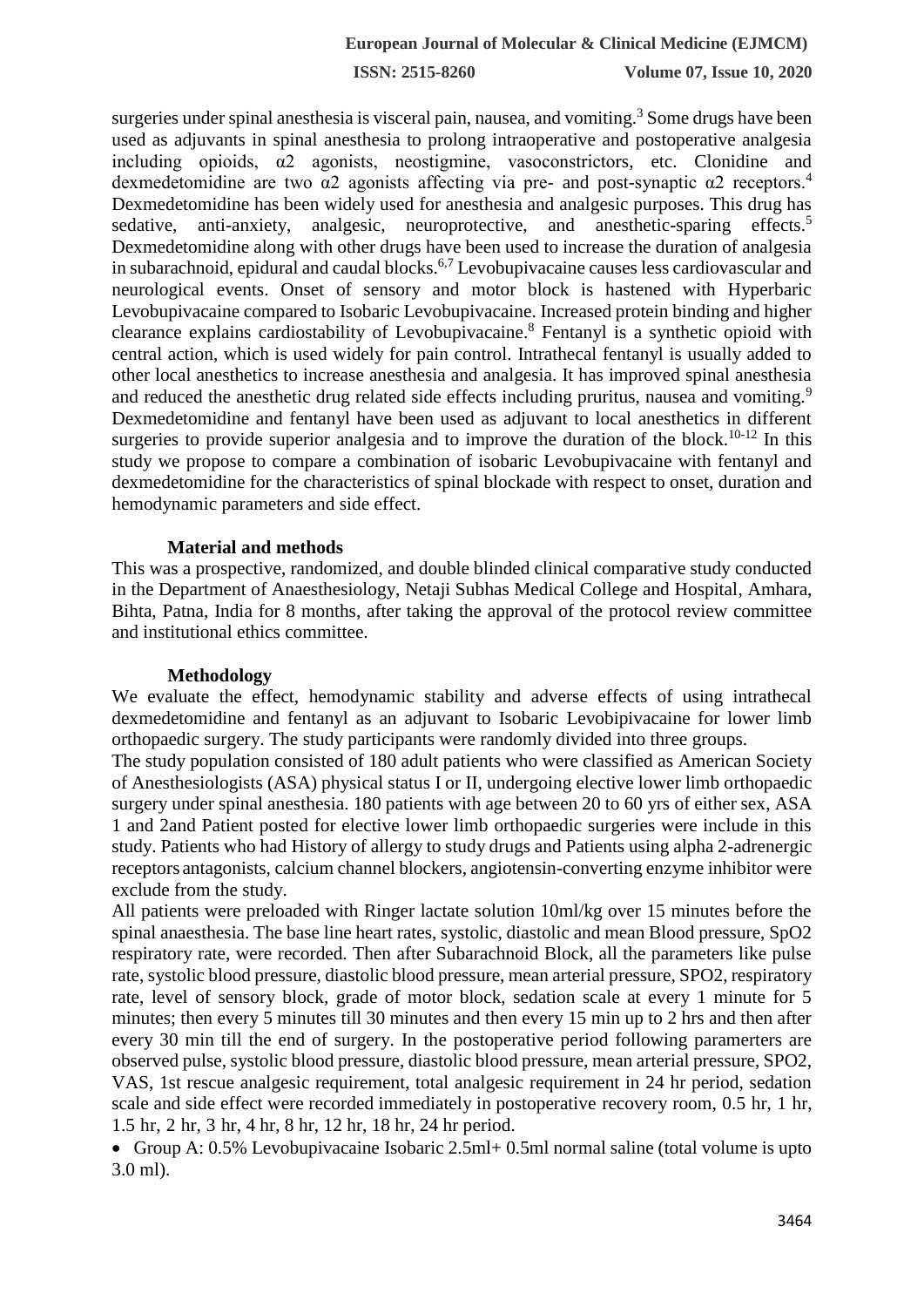surgeries under spinal anesthesia is visceral pain, nausea, and vomiting.[3] Some drugs have been used as adjuvants in spinal anesthesia to prolong intraoperative and postoperative analgesia including opioids, α2 agonists, neostigmine, vasoconstrictors, etc. Clonidine and dexmedetomidine are two α2 agonists affecting via pre- and post-synaptic α2 receptors.[4] Dexmedetomidine has been widely used for anesthesia and analgesic purposes. This drug has sedative, anti-anxiety, analgesic, neuroprotective, and anesthetic-sparing effects.[5] Dexmedetomidine along with other drugs have been used to increase the duration of analgesia in subarachnoid, epidural and caudal blocks.[6,7] Levobupivacaine causes less cardiovascular and neurological events. Onset of sensory and motor block is hastened with Hyperbaric Levobupivacaine compared to Isobaric Levobupivacaine. Increased protein binding and higher clearance explains cardiostability of Levobupivacaine.[8] Fentanyl is a synthetic opioid with central action, which is used widely for pain control. Intrathecal fentanyl is usually added to other local anesthetics to increase anesthesia and analgesia. It has improved spinal anesthesia and reduced the anesthetic drug related side effects including pruritus, nausea and vomiting.[9] Dexmedetomidine and fentanyl have been used as adjuvant to local anesthetics in different surgeries to provide superior analgesia and to improve the duration of the block.[10-12] In this study we propose to compare a combination of isobaric Levobupivacaine with fentanyl and dexmedetomidine for the characteristics of spinal blockade with respect to onset, duration and hemodynamic parameters and side effect.

## Material and methods

This was a prospective, randomized, and double blinded clinical comparative study conducted in the Department of Anaesthesiology, Netaji Subhas Medical College and Hospital, Amhara, Bihta, Patna, India for 8 months, after taking the approval of the protocol review committee and institutional ethics committee.

## Methodology

We evaluate the effect, hemodynamic stability and adverse effects of using intrathecal dexmedetomidine and fentanyl as an adjuvant to Isobaric Levobipivacaine for lower limb orthopaedic surgery. The study participants were randomly divided into three groups.

The study population consisted of 180 adult patients who were classified as American Society of Anesthesiologists (ASA) physical status I or II, undergoing elective lower limb orthopaedic surgery under spinal anesthesia. 180 patients with age between 20 to 60 yrs of either sex, ASA 1 and 2and Patient posted for elective lower limb orthopaedic surgeries were include in this study. Patients who had History of allergy to study drugs and Patients using alpha 2-adrenergic receptors antagonists, calcium channel blockers, angiotensin-converting enzyme inhibitor were exclude from the study.

All patients were preloaded with Ringer lactate solution 10ml/kg over 15 minutes before the spinal anaesthesia. The base line heart rates, systolic, diastolic and mean Blood pressure, SpO2 respiratory rate, were recorded. Then after Subarachnoid Block, all the parameters like pulse rate, systolic blood pressure, diastolic blood pressure, mean arterial pressure, SPO2, respiratory rate, level of sensory block, grade of motor block, sedation scale at every 1 minute for 5 minutes; then every 5 minutes till 30 minutes and then every 15 min up to 2 hrs and then after every 30 min till the end of surgery. In the postoperative period following paramerters are observed pulse, systolic blood pressure, diastolic blood pressure, mean arterial pressure, SPO2, VAS, 1st rescue analgesic requirement, total analgesic requirement in 24 hr period, sedation scale and side effect were recorded immediately in postoperative recovery room, 0.5 hr, 1 hr, 1.5 hr, 2 hr, 3 hr, 4 hr, 8 hr, 12 hr, 18 hr, 24 hr period.

- Group A: 0.5% Levobupivacaine Isobaric 2.5ml+ 0.5ml normal saline (total volume is upto 3.0 ml).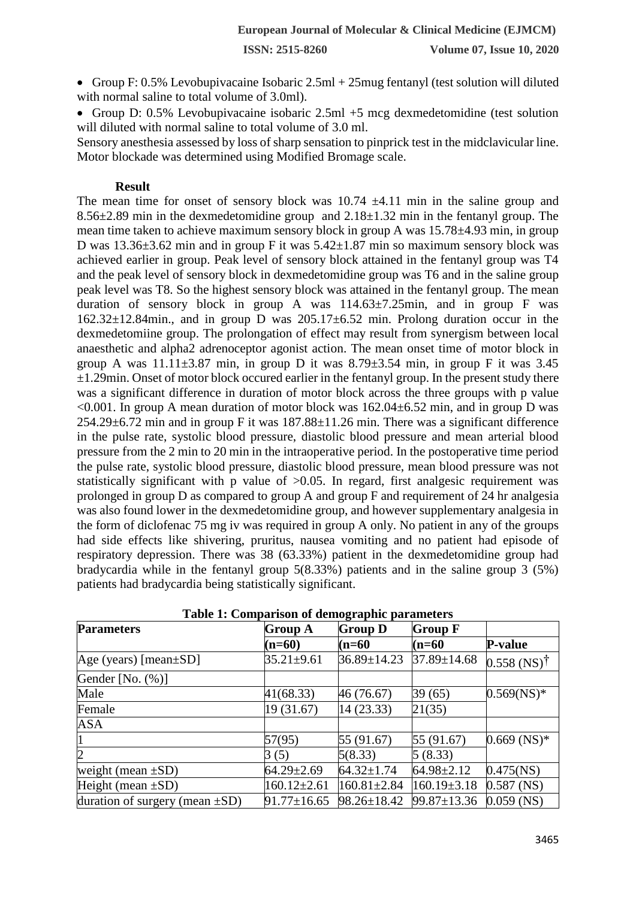- Group F: 0.5% Levobupivacaine Isobaric 2.5ml + 25mug fentanyl (test solution will diluted with normal saline to total volume of 3.0ml).
- Group D: 0.5% Levobupivacaine isobaric 2.5ml +5 mcg dexmedetomidine (test solution will diluted with normal saline to total volume of 3.0 ml.

Sensory anesthesia assessed by loss of sharp sensation to pinprick test in the midclavicular line. Motor blockade was determined using Modified Bromage scale.

## Result

The mean time for onset of sensory block was 10.74 ±4.11 min in the saline group and 8.56±2.89 min in the dexmedetomidine group and 2.18±1.32 min in the fentanyl group. The mean time taken to achieve maximum sensory block in group A was 15.78±4.93 min, in group D was 13.36±3.62 min and in group F it was 5.42±1.87 min so maximum sensory block was achieved earlier in group. Peak level of sensory block attained in the fentanyl group was T4 and the peak level of sensory block in dexmedetomidine group was T6 and in the saline group peak level was T8. So the highest sensory block was attained in the fentanyl group. The mean duration of sensory block in group A was 114.63±7.25min, and in group F was 162.32±12.84min., and in group D was 205.17±6.52 min. Prolong duration occur in the dexmedetomiine group. The prolongation of effect may result from synergism between local anaesthetic and alpha2 adrenoceptor agonist action. The mean onset time of motor block in group A was 11.11±3.87 min, in group D it was 8.79±3.54 min, in group F it was 3.45 ±1.29min. Onset of motor block occured earlier in the fentanyl group. In the present study there was a significant difference in duration of motor block across the three groups with p value <0.001. In group A mean duration of motor block was 162.04±6.52 min, and in group D was 254.29±6.72 min and in group F it was 187.88±11.26 min. There was a significant difference in the pulse rate, systolic blood pressure, diastolic blood pressure and mean arterial blood pressure from the 2 min to 20 min in the intraoperative period. In the postoperative time period the pulse rate, systolic blood pressure, diastolic blood pressure, mean blood pressure was not statistically significant with p value of >0.05. In regard, first analgesic requirement was prolonged in group D as compared to group A and group F and requirement of 24 hr analgesia was also found lower in the dexmedetomidine group, and however supplementary analgesia in the form of diclofenac 75 mg iv was required in group A only. No patient in any of the groups had side effects like shivering, pruritus, nausea vomiting and no patient had episode of respiratory depression. There was 38 (63.33%) patient in the dexmedetomidine group had bradycardia while in the fentanyl group 5(8.33%) patients and in the saline group 3 (5%) patients had bradycardia being statistically significant.

**Table 1: Comparison of demographic parameters**

| Parameters | Group A (n=60) | Group D (n=60 | Group F (n=60 | P-value |
|---|---|---|---|---|
| Age (years) [mean±SD] | 35.21±9.61 | 36.89±14.23 | 37.89±14.68 | 0.558 (NS)† |
| Gender [No. (%)] | | | | |
| Male | 41(68.33) | 46 (76.67) | 39 (65) | 0.569(NS)* |
| Female | 19 (31.67) | 14 (23.33) | 21(35) | |
| ASA | | | | |
| 1 | 57(95) | 55 (91.67) | 55 (91.67) | 0.669 (NS)* |
| 2 | 3 (5) | 5(8.33) | 5 (8.33) | |
| weight (mean ±SD) | 64.29±2.69 | 64.32±1.74 | 64.98±2.12 | 0.475(NS) |
| Height (mean ±SD) | 160.12±2.61 | 160.81±2.84 | 160.19±3.18 | 0.587 (NS) |
| duration of surgery (mean ±SD) | 91.77±16.65 | 98.26±18.42 | 99.87±13.36 | 0.059 (NS) |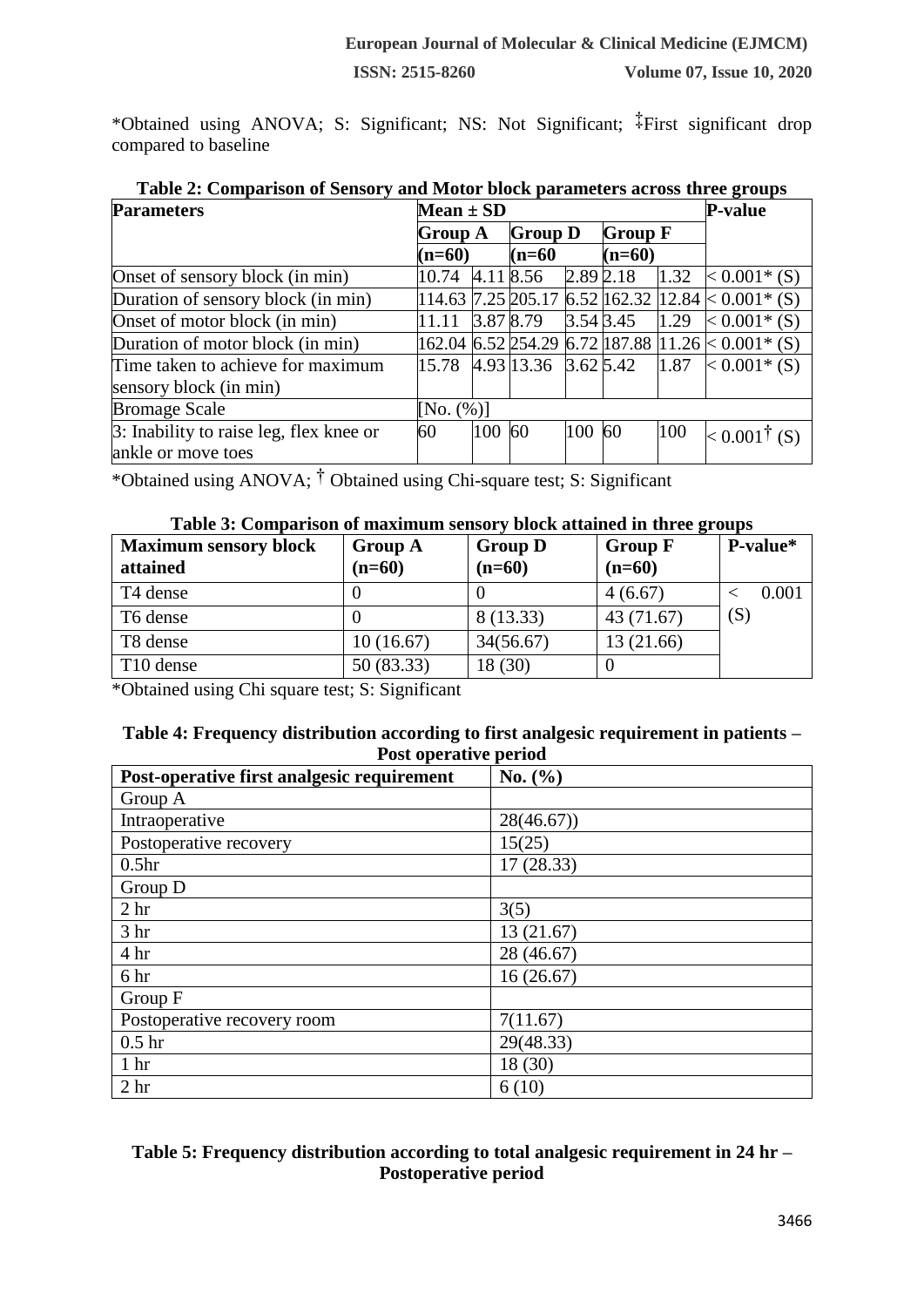*Obtained using ANOVA; S: Significant; NS: Not Significant; ‡First significant drop compared to baseline

**Table 2: Comparison of Sensory and Motor block parameters across three groups**

| Parameters | Mean ± SD | | | | | | P-value |
|---|---|---|---|---|---|---|---|
| | Group A (n=60) | | Group D (n=60 | | Group F (n=60) | | |
| Onset of sensory block (in min) | 10.74 | 4.11 | 8.56 | 2.89 | 2.18 | 1.32 | < 0.001* (S) |
| Duration of sensory block (in min) | 114.63 | 7.25 | 205.17 | 6.52 | 162.32 | 12.84 | < 0.001* (S) |
| Onset of motor block (in min) | 11.11 | 3.87 | 8.79 | 3.54 | 3.45 | 1.29 | < 0.001* (S) |
| Duration of motor block (in min) | 162.04 | 6.52 | 254.29 | 6.72 | 187.88 | 11.26 | < 0.001* (S) |
| Time taken to achieve for maximum sensory block (in min) | 15.78 | 4.93 | 13.36 | 3.62 | 5.42 | 1.87 | < 0.001* (S) |
| Bromage Scale | [No. (%)] | | | | | | |
| 3: Inability to raise leg, flex knee or ankle or move toes | 60 | 100 | 60 | 100 | 60 | 100 | < 0.001† (S) |

*Obtained using ANOVA; † Obtained using Chi-square test; S: Significant

**Table 3: Comparison of maximum sensory block attained in three groups**

| Maximum sensory block attained | Group A (n=60) | Group D (n=60) | Group F (n=60) | P-value* |
|---|---|---|---|---|
| T4 dense | 0 | 0 | 4 (6.67) | < 0.001 (S) |
| T6 dense | 0 | 8 (13.33) | 43 (71.67) | |
| T8 dense | 10 (16.67) | 34(56.67) | 13 (21.66) | |
| T10 dense | 50 (83.33) | 18 (30) | 0 | |

*Obtained using Chi square test; S: Significant

**Table 4: Frequency distribution according to first analgesic requirement in patients – Post operative period**

| Post-operative first analgesic requirement | No. (%) |
|---|---|
| Group A | |
| Intraoperative | 28(46.67)) |
| Postoperative recovery | 15(25) |
| 0.5hr | 17 (28.33) |
| Group D | |
| 2 hr | 3(5) |
| 3 hr | 13 (21.67) |
| 4 hr | 28 (46.67) |
| 6 hr | 16 (26.67) |
| Group F | |
| Postoperative recovery room | 7(11.67) |
| 0.5 hr | 29(48.33) |
| 1 hr | 18 (30) |
| 2 hr | 6 (10) |

**Table 5: Frequency distribution according to total analgesic requirement in 24 hr – Postoperative period**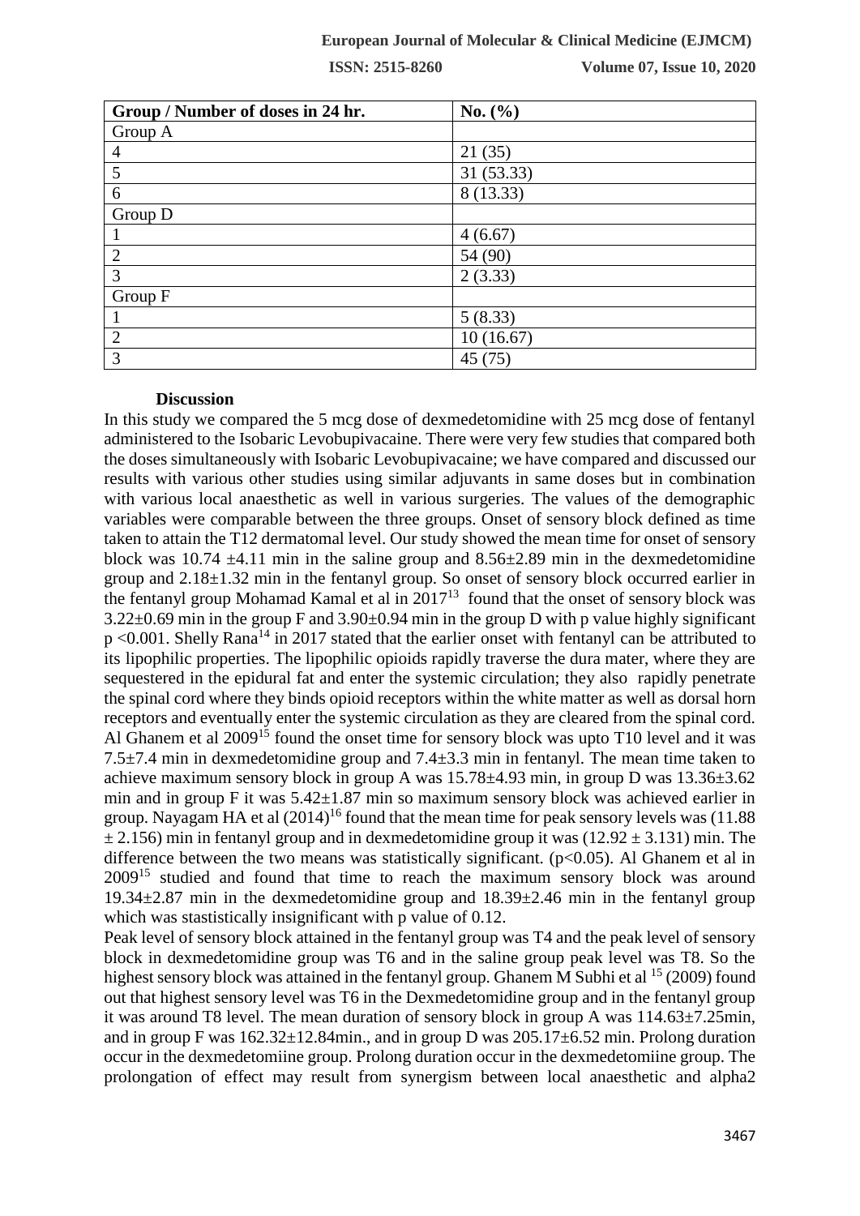| Group / Number of doses in 24 hr. | No. (%) |
|---|---|
| Group A | |
| 4 | 21 (35) |
| 5 | 31 (53.33) |
| 6 | 8 (13.33) |
| Group D | |
| 1 | 4 (6.67) |
| 2 | 54 (90) |
| 3 | 2 (3.33) |
| Group F | |
| 1 | 5 (8.33) |
| 2 | 10 (16.67) |
| 3 | 45 (75) |

## Discussion

In this study we compared the 5 mcg dose of dexmedetomidine with 25 mcg dose of fentanyl administered to the Isobaric Levobupivacaine. There were very few studies that compared both the doses simultaneously with Isobaric Levobupivacaine; we have compared and discussed our results with various other studies using similar adjuvants in same doses but in combination with various local anaesthetic as well in various surgeries. The values of the demographic variables were comparable between the three groups. Onset of sensory block defined as time taken to attain the T12 dermatomal level. Our study showed the mean time for onset of sensory block was 10.74 ±4.11 min in the saline group and 8.56±2.89 min in the dexmedetomidine group and 2.18±1.32 min in the fentanyl group. So onset of sensory block occurred earlier in the fentanyl group Mohamad Kamal et al in 2017[13] found that the onset of sensory block was 3.22±0.69 min in the group F and 3.90±0.94 min in the group D with p value highly significant p <0.001. Shelly Rana[14] in 2017 stated that the earlier onset with fentanyl can be attributed to its lipophilic properties. The lipophilic opioids rapidly traverse the dura mater, where they are sequestered in the epidural fat and enter the systemic circulation; they also rapidly penetrate the spinal cord where they binds opioid receptors within the white matter as well as dorsal horn receptors and eventually enter the systemic circulation as they are cleared from the spinal cord. Al Ghanem et al 2009[15] found the onset time for sensory block was upto T10 level and it was 7.5±7.4 min in dexmedetomidine group and 7.4±3.3 min in fentanyl. The mean time taken to achieve maximum sensory block in group A was 15.78±4.93 min, in group D was 13.36±3.62 min and in group F it was 5.42±1.87 min so maximum sensory block was achieved earlier in group. Nayagam HA et al (2014)[16] found that the mean time for peak sensory levels was (11.88 ± 2.156) min in fentanyl group and in dexmedetomidine group it was (12.92 ± 3.131) min. The difference between the two means was statistically significant. (p<0.05). Al Ghanem et al in 2009[15] studied and found that time to reach the maximum sensory block was around 19.34±2.87 min in the dexmedetomidine group and 18.39±2.46 min in the fentanyl group which was stastistically insignificant with p value of 0.12.

Peak level of sensory block attained in the fentanyl group was T4 and the peak level of sensory block in dexmedetomidine group was T6 and in the saline group peak level was T8. So the highest sensory block was attained in the fentanyl group. Ghanem M Subhi et al [15] (2009) found out that highest sensory level was T6 in the Dexmedetomidine group and in the fentanyl group it was around T8 level. The mean duration of sensory block in group A was 114.63±7.25min, and in group F was 162.32±12.84min., and in group D was 205.17±6.52 min. Prolong duration occur in the dexmedetomiine group. Prolong duration occur in the dexmedetomiine group. The prolongation of effect may result from synergism between local anaesthetic and alpha2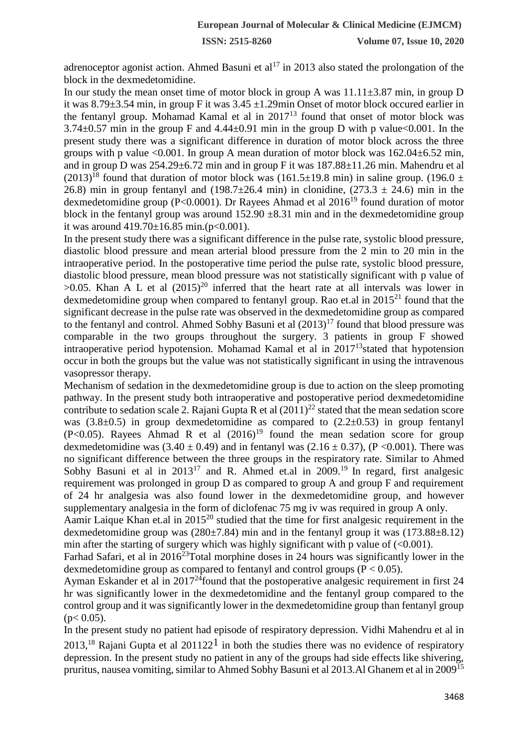adrenoceptor agonist action. Ahmed Basuni et al[17] in 2013 also stated the prolongation of the block in the dexmedetomidine.

In our study the mean onset time of motor block in group A was 11.11±3.87 min, in group D it was 8.79±3.54 min, in group F it was 3.45 ±1.29min Onset of motor block occured earlier in the fentanyl group. Mohamad Kamal et al in 2017[13] found that onset of motor block was 3.74±0.57 min in the group F and 4.44±0.91 min in the group D with p value<0.001. In the present study there was a significant difference in duration of motor block across the three groups with p value <0.001. In group A mean duration of motor block was 162.04±6.52 min, and in group D was 254.29±6.72 min and in group F it was 187.88±11.26 min. Mahendru et al (2013)[18] found that duration of motor block was (161.5±19.8 min) in saline group. (196.0 ± 26.8) min in group fentanyl and (198.7±26.4 min) in clonidine, (273.3 ± 24.6) min in the dexmedetomidine group (P<0.0001). Dr Rayees Ahmad et al 2016[19] found duration of motor block in the fentanyl group was around 152.90 ±8.31 min and in the dexmedetomidine group it was around 419.70±16.85 min.(p<0.001).

In the present study there was a significant difference in the pulse rate, systolic blood pressure, diastolic blood pressure and mean arterial blood pressure from the 2 min to 20 min in the intraoperative period. In the postoperative time period the pulse rate, systolic blood pressure, diastolic blood pressure, mean blood pressure was not statistically significant with p value of >0.05. Khan A L et al (2015)[20] inferred that the heart rate at all intervals was lower in dexmedetomidine group when compared to fentanyl group. Rao et.al in 2015[21] found that the significant decrease in the pulse rate was observed in the dexmedetomidine group as compared to the fentanyl and control. Ahmed Sobhy Basuni et al (2013)[17] found that blood pressure was comparable in the two groups throughout the surgery. 3 patients in group F showed intraoperative period hypotension. Mohamad Kamal et al in 2017[13]stated that hypotension occur in both the groups but the value was not statistically significant in using the intravenous vasopressor therapy.

Mechanism of sedation in the dexmedetomidine group is due to action on the sleep promoting pathway. In the present study both intraoperative and postoperative period dexmedetomidine contribute to sedation scale 2. Rajani Gupta R et al (2011)[22] stated that the mean sedation score was (3.8±0.5) in group dexmedetomidine as compared to (2.2±0.53) in group fentanyl (P<0.05). Rayees Ahmad R et al (2016)[19] found the mean sedation score for group dexmedetomidine was (3.40 ± 0.49) and in fentanyl was (2.16 ± 0.37), (P <0.001). There was no significant difference between the three groups in the respiratory rate. Similar to Ahmed Sobhy Basuni et al in 2013[17] and R. Ahmed et.al in 2009.[19] In regard, first analgesic requirement was prolonged in group D as compared to group A and group F and requirement of 24 hr analgesia was also found lower in the dexmedetomidine group, and however supplementary analgesia in the form of diclofenac 75 mg iv was required in group A only.

Aamir Laique Khan et.al in 2015[20] studied that the time for first analgesic requirement in the dexmedetomidine group was (280±7.84) min and in the fentanyl group it was (173.88±8.12) min after the starting of surgery which was highly significant with p value of (<0.001).

Farhad Safari, et al in 2016[23]Total morphine doses in 24 hours was significantly lower in the dexmedetomidine group as compared to fentanyl and control groups (P < 0.05).

Ayman Eskander et al in 2017[24]found that the postoperative analgesic requirement in first 24 hr was significantly lower in the dexmedetomidine and the fentanyl group compared to the control group and it was significantly lower in the dexmedetomidine group than fentanyl group (p< 0.05).

In the present study no patient had episode of respiratory depression. Vidhi Mahendru et al in 2013,[18] Rajani Gupta et al 201122[1] in both the studies there was no evidence of respiratory depression. In the present study no patient in any of the groups had side effects like shivering, pruritus, nausea vomiting, similar to Ahmed Sobhy Basuni et al 2013.Al Ghanem et al in 2009[15]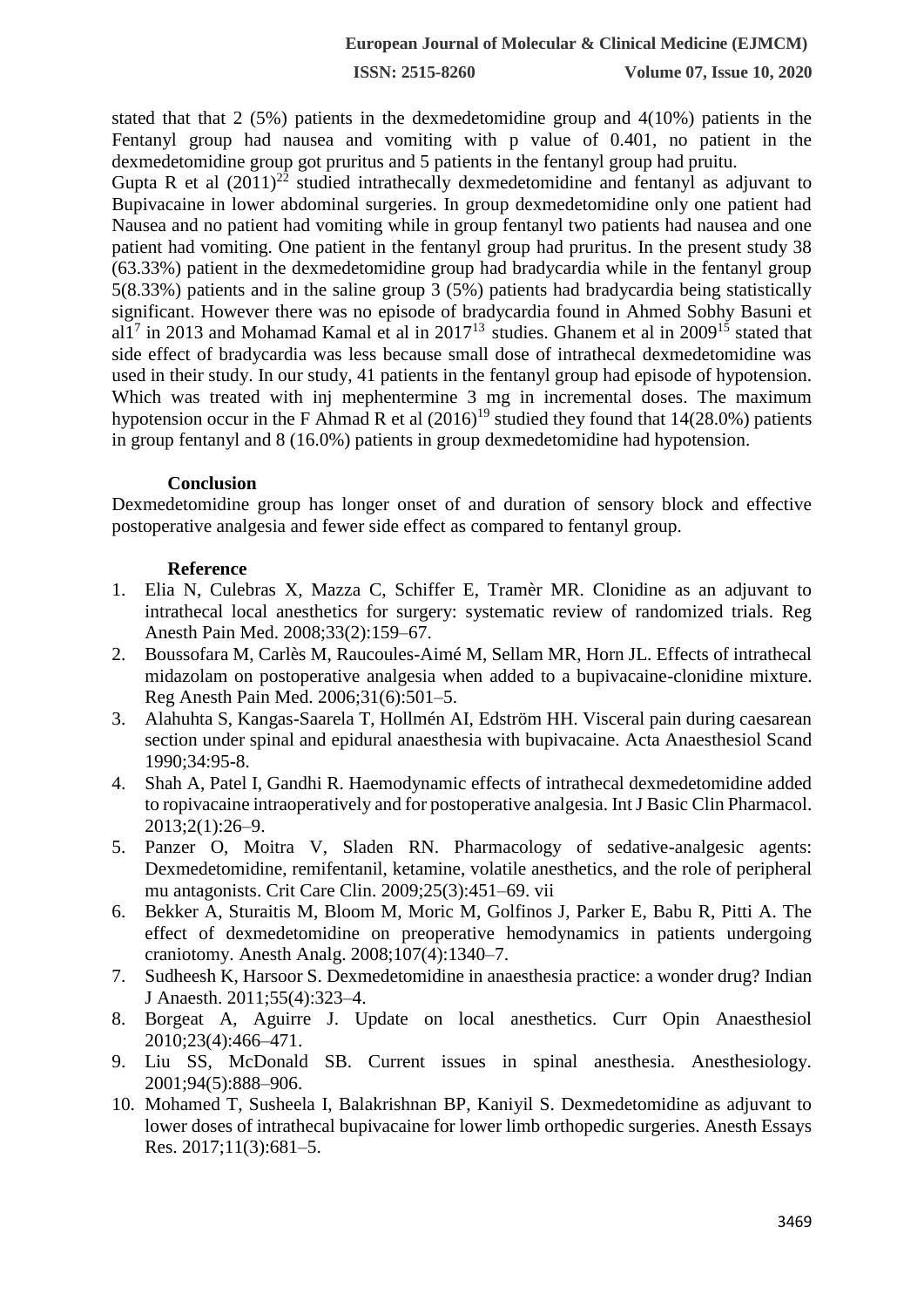stated that that 2 (5%) patients in the dexmedetomidine group and 4(10%) patients in the Fentanyl group had nausea and vomiting with p value of 0.401, no patient in the dexmedetomidine group got pruritus and 5 patients in the fentanyl group had pruitu.

Gupta R et al (2011)[22] studied intrathecally dexmedetomidine and fentanyl as adjuvant to Bupivacaine in lower abdominal surgeries. In group dexmedetomidine only one patient had Nausea and no patient had vomiting while in group fentanyl two patients had nausea and one patient had vomiting. One patient in the fentanyl group had pruritus. In the present study 38 (63.33%) patient in the dexmedetomidine group had bradycardia while in the fentanyl group 5(8.33%) patients and in the saline group 3 (5%) patients had bradycardia being statistically significant. However there was no episode of bradycardia found in Ahmed Sobhy Basuni et al1[7] in 2013 and Mohamad Kamal et al in 2017[13] studies. Ghanem et al in 2009[15] stated that side effect of bradycardia was less because small dose of intrathecal dexmedetomidine was used in their study. In our study, 41 patients in the fentanyl group had episode of hypotension. Which was treated with inj mephentermine 3 mg in incremental doses. The maximum hypotension occur in the F Ahmad R et al (2016)[19] studied they found that 14(28.0%) patients in group fentanyl and 8 (16.0%) patients in group dexmedetomidine had hypotension.

## Conclusion

Dexmedetomidine group has longer onset of and duration of sensory block and effective postoperative analgesia and fewer side effect as compared to fentanyl group.

## Reference

1. Elia N, Culebras X, Mazza C, Schiffer E, Tramèr MR. Clonidine as an adjuvant to intrathecal local anesthetics for surgery: systematic review of randomized trials. Reg Anesth Pain Med. 2008;33(2):159–67.
2. Boussofara M, Carlès M, Raucoules-Aimé M, Sellam MR, Horn JL. Effects of intrathecal midazolam on postoperative analgesia when added to a bupivacaine-clonidine mixture. Reg Anesth Pain Med. 2006;31(6):501–5.
3. Alahuhta S, Kangas-Saarela T, Hollmén AI, Edström HH. Visceral pain during caesarean section under spinal and epidural anaesthesia with bupivacaine. Acta Anaesthesiol Scand 1990;34:95-8.
4. Shah A, Patel I, Gandhi R. Haemodynamic effects of intrathecal dexmedetomidine added to ropivacaine intraoperatively and for postoperative analgesia. Int J Basic Clin Pharmacol. 2013;2(1):26–9.
5. Panzer O, Moitra V, Sladen RN. Pharmacology of sedative-analgesic agents: Dexmedetomidine, remifentanil, ketamine, volatile anesthetics, and the role of peripheral mu antagonists. Crit Care Clin. 2009;25(3):451–69. vii
6. Bekker A, Sturaitis M, Bloom M, Moric M, Golfinos J, Parker E, Babu R, Pitti A. The effect of dexmedetomidine on preoperative hemodynamics in patients undergoing craniotomy. Anesth Analg. 2008;107(4):1340–7.
7. Sudheesh K, Harsoor S. Dexmedetomidine in anaesthesia practice: a wonder drug? Indian J Anaesth. 2011;55(4):323–4.
8. Borgeat A, Aguirre J. Update on local anesthetics. Curr Opin Anaesthesiol 2010;23(4):466–471.
9. Liu SS, McDonald SB. Current issues in spinal anesthesia. Anesthesiology. 2001;94(5):888–906.
10. Mohamed T, Susheela I, Balakrishnan BP, Kaniyil S. Dexmedetomidine as adjuvant to lower doses of intrathecal bupivacaine for lower limb orthopedic surgeries. Anesth Essays Res. 2017;11(3):681–5.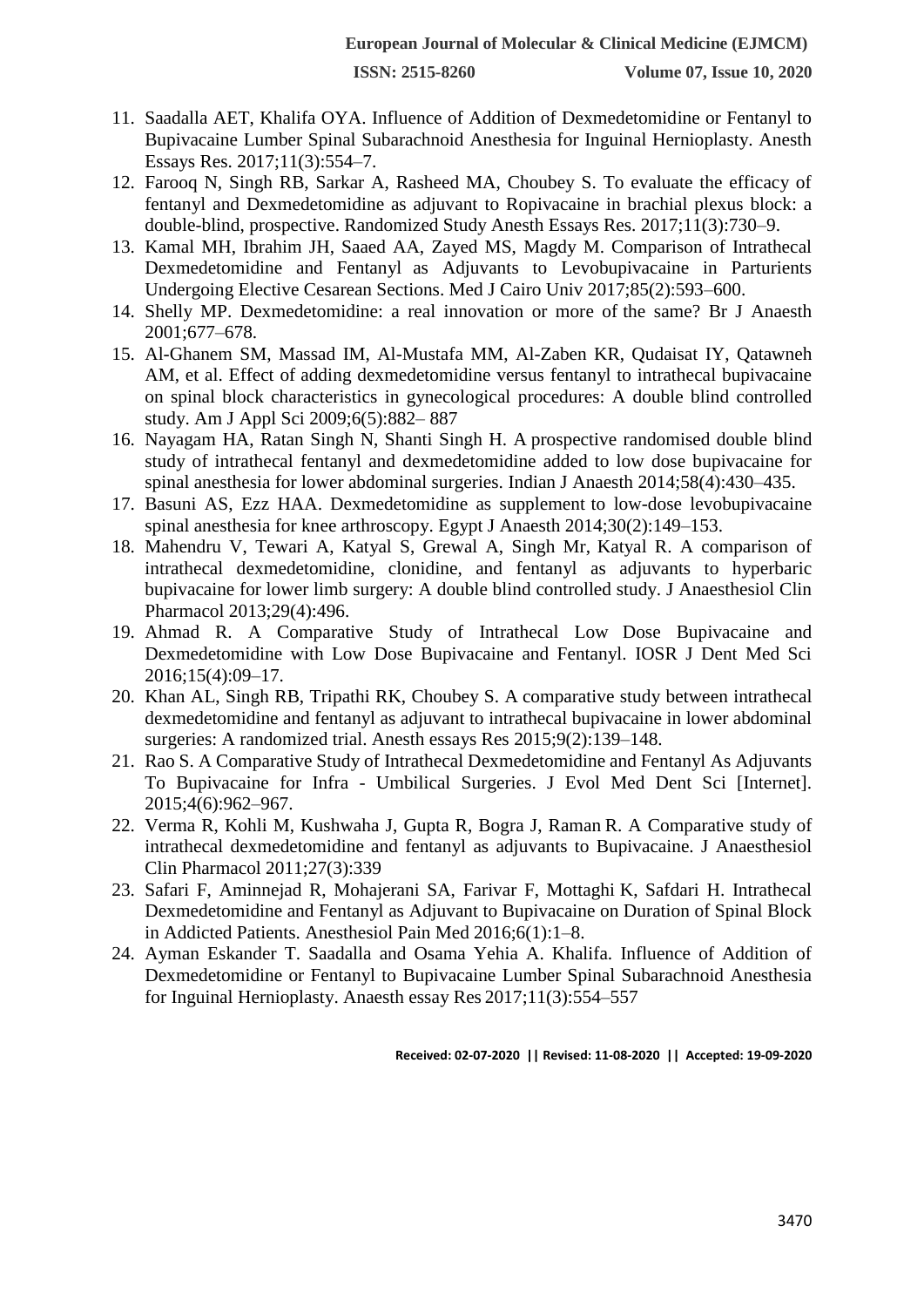11. Saadalla AET, Khalifa OYA. Influence of Addition of Dexmedetomidine or Fentanyl to Bupivacaine Lumber Spinal Subarachnoid Anesthesia for Inguinal Hernioplasty. Anesth Essays Res. 2017;11(3):554–7.
12. Farooq N, Singh RB, Sarkar A, Rasheed MA, Choubey S. To evaluate the efficacy of fentanyl and Dexmedetomidine as adjuvant to Ropivacaine in brachial plexus block: a double-blind, prospective. Randomized Study Anesth Essays Res. 2017;11(3):730–9.
13. Kamal MH, Ibrahim JH, Saaed AA, Zayed MS, Magdy M. Comparison of Intrathecal Dexmedetomidine and Fentanyl as Adjuvants to Levobupivacaine in Parturients Undergoing Elective Cesarean Sections. Med J Cairo Univ 2017;85(2):593–600.
14. Shelly MP. Dexmedetomidine: a real innovation or more of the same? Br J Anaesth 2001;677–678.
15. Al-Ghanem SM, Massad IM, Al-Mustafa MM, Al-Zaben KR, Qudaisat IY, Qatawneh AM, et al. Effect of adding dexmedetomidine versus fentanyl to intrathecal bupivacaine on spinal block characteristics in gynecological procedures: A double blind controlled study. Am J Appl Sci 2009;6(5):882– 887
16. Nayagam HA, Ratan Singh N, Shanti Singh H. A prospective randomised double blind study of intrathecal fentanyl and dexmedetomidine added to low dose bupivacaine for spinal anesthesia for lower abdominal surgeries. Indian J Anaesth 2014;58(4):430–435.
17. Basuni AS, Ezz HAA. Dexmedetomidine as supplement to low-dose levobupivacaine spinal anesthesia for knee arthroscopy. Egypt J Anaesth 2014;30(2):149–153.
18. Mahendru V, Tewari A, Katyal S, Grewal A, Singh Mr, Katyal R. A comparison of intrathecal dexmedetomidine, clonidine, and fentanyl as adjuvants to hyperbaric bupivacaine for lower limb surgery: A double blind controlled study. J Anaesthesiol Clin Pharmacol 2013;29(4):496.
19. Ahmad R. A Comparative Study of Intrathecal Low Dose Bupivacaine and Dexmedetomidine with Low Dose Bupivacaine and Fentanyl. IOSR J Dent Med Sci 2016;15(4):09–17.
20. Khan AL, Singh RB, Tripathi RK, Choubey S. A comparative study between intrathecal dexmedetomidine and fentanyl as adjuvant to intrathecal bupivacaine in lower abdominal surgeries: A randomized trial. Anesth essays Res 2015;9(2):139–148.
21. Rao S. A Comparative Study of Intrathecal Dexmedetomidine and Fentanyl As Adjuvants To Bupivacaine for Infra - Umbilical Surgeries. J Evol Med Dent Sci [Internet]. 2015;4(6):962–967.
22. Verma R, Kohli M, Kushwaha J, Gupta R, Bogra J, Raman R. A Comparative study of intrathecal dexmedetomidine and fentanyl as adjuvants to Bupivacaine. J Anaesthesiol Clin Pharmacol 2011;27(3):339
23. Safari F, Aminnejad R, Mohajerani SA, Farivar F, Mottaghi K, Safdari H. Intrathecal Dexmedetomidine and Fentanyl as Adjuvant to Bupivacaine on Duration of Spinal Block in Addicted Patients. Anesthesiol Pain Med 2016;6(1):1–8.
24. Ayman Eskander T. Saadalla and Osama Yehia A. Khalifa. Influence of Addition of Dexmedetomidine or Fentanyl to Bupivacaine Lumber Spinal Subarachnoid Anesthesia for Inguinal Hernioplasty. Anaesth essay Res 2017;11(3):554–557

**Received: 02-07-2020 || Revised: 11-08-2020 || Accepted: 19-09-2020**